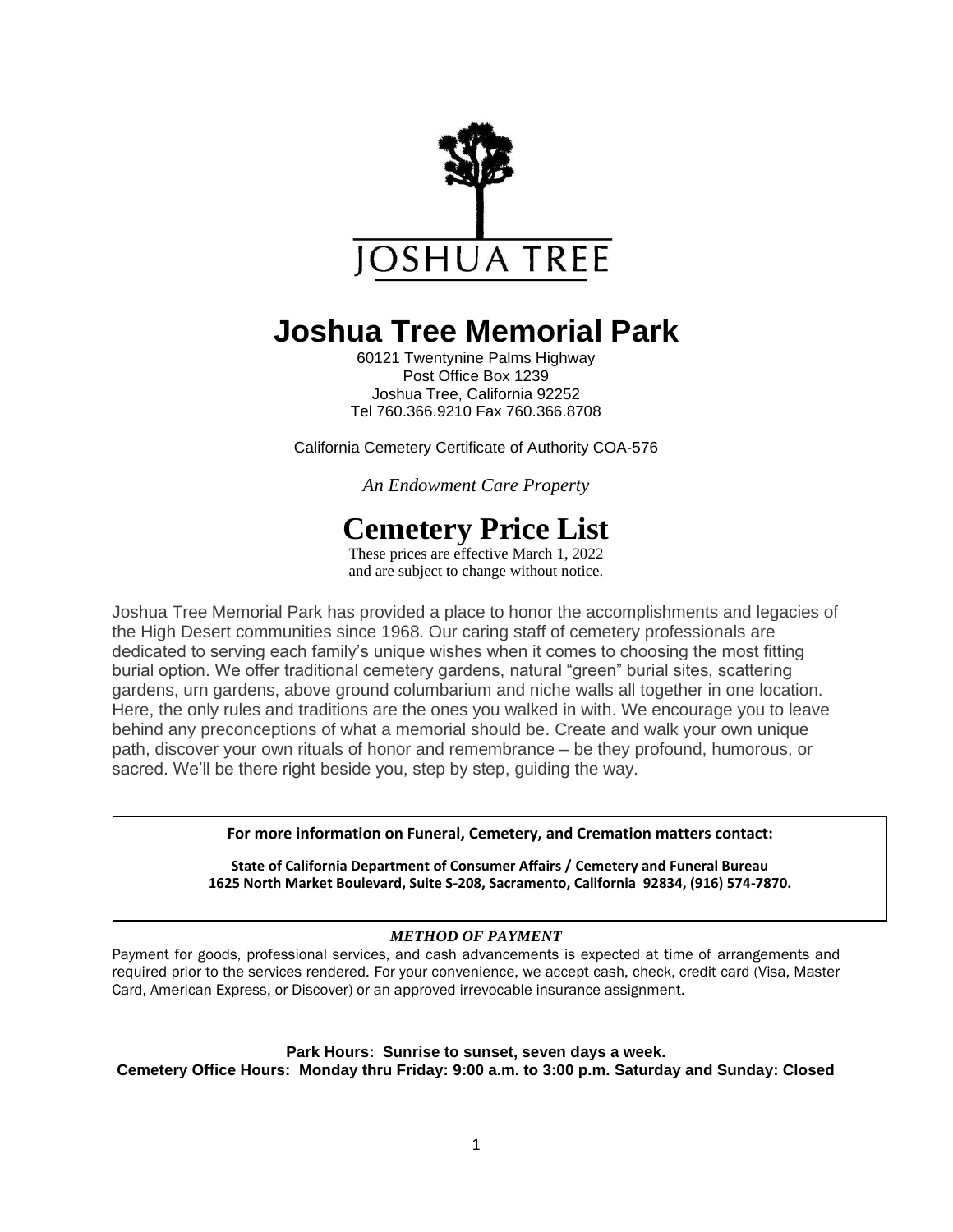JOSHUA TREE

# Joshua Tree Memorial Park

60121 Twentynine Palms Highway
Post Office Box 1239
Joshua Tree, California 92252
Tel 760.366.9210 Fax 760.366.8708

California Cemetery Certificate of Authority COA-576

*An Endowment Care Property*

# Cemetery Price List

These prices are effective March 1, 2022
and are subject to change without notice.

Joshua Tree Memorial Park has provided a place to honor the accomplishments and legacies of the High Desert communities since 1968. Our caring staff of cemetery professionals are dedicated to serving each family's unique wishes when it comes to choosing the most fitting burial option. We offer traditional cemetery gardens, natural "green" burial sites, scattering gardens, urn gardens, above ground columbarium and niche walls all together in one location. Here, the only rules and traditions are the ones you walked in with. We encourage you to leave behind any preconceptions of what a memorial should be. Create and walk your own unique path, discover your own rituals of honor and remembrance – be they profound, humorous, or sacred. We'll be there right beside you, step by step, guiding the way.

**For more information on Funeral, Cemetery, and Cremation matters contact:**

**State of California Department of Consumer Affairs / Cemetery and Funeral Bureau**
**1625 North Market Boulevard, Suite S-208, Sacramento, California 92834, (916) 574-7870.**

***METHOD OF PAYMENT***

Payment for goods, professional services, and cash advancements is expected at time of arrangements and required prior to the services rendered. For your convenience, we accept cash, check, credit card (Visa, Master Card, American Express, or Discover) or an approved irrevocable insurance assignment.

**Park Hours: Sunrise to sunset, seven days a week.**
**Cemetery Office Hours: Monday thru Friday: 9:00 a.m. to 3:00 p.m. Saturday and Sunday: Closed**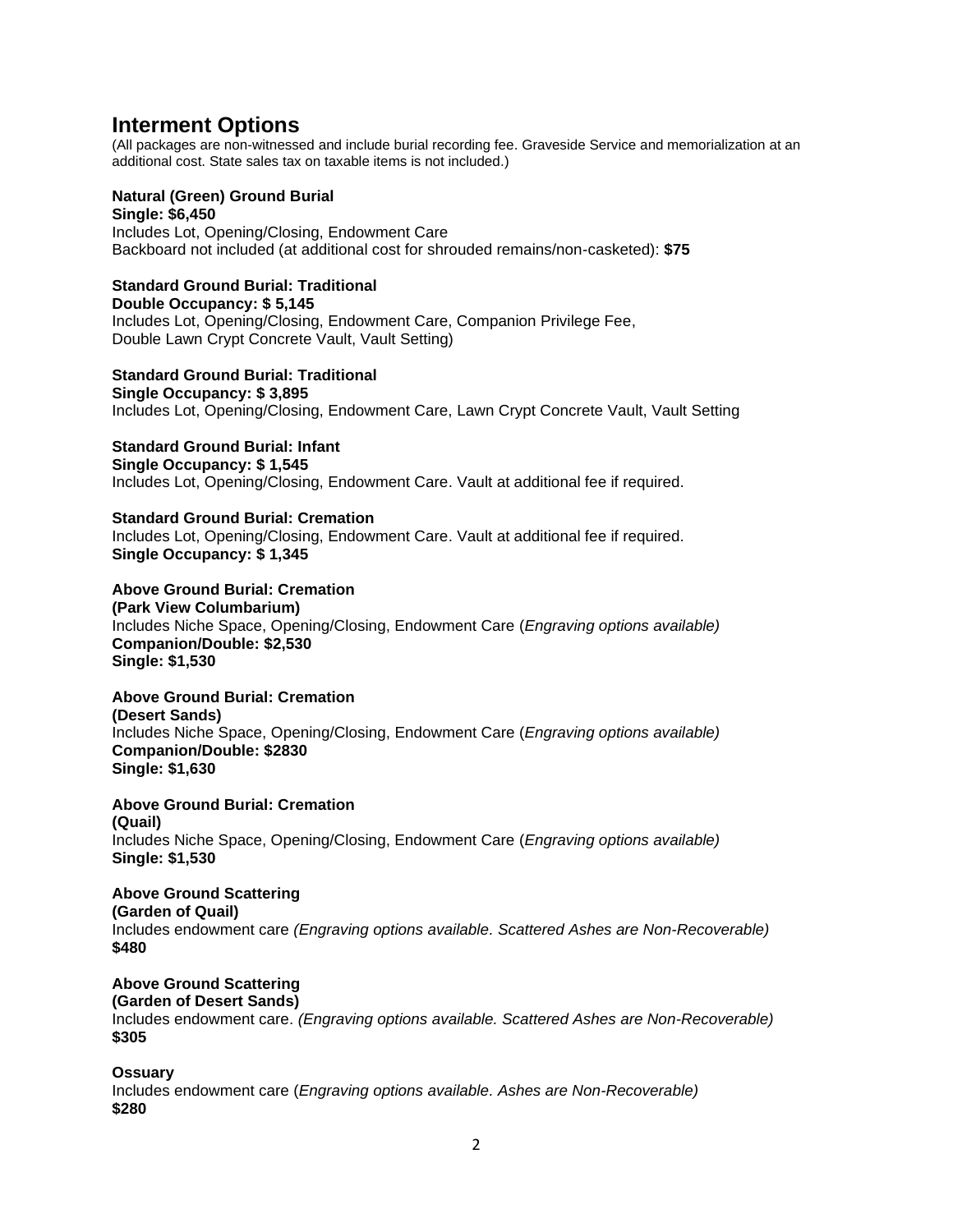## Interment Options

(All packages are non-witnessed and include burial recording fee. Graveside Service and memorialization at an additional cost. State sales tax on taxable items is not included.)

**Natural (Green) Ground Burial**
**Single: $6,450**
Includes Lot, Opening/Closing, Endowment Care
Backboard not included (at additional cost for shrouded remains/non-casketed): **$75**

**Standard Ground Burial: Traditional**
**Double Occupancy: $ 5,145**
Includes Lot, Opening/Closing, Endowment Care, Companion Privilege Fee,
Double Lawn Crypt Concrete Vault, Vault Setting)

**Standard Ground Burial: Traditional**
**Single Occupancy: $ 3,895**
Includes Lot, Opening/Closing, Endowment Care, Lawn Crypt Concrete Vault, Vault Setting

**Standard Ground Burial: Infant**
**Single Occupancy: $ 1,545**
Includes Lot, Opening/Closing, Endowment Care. Vault at additional fee if required.

**Standard Ground Burial: Cremation**
Includes Lot, Opening/Closing, Endowment Care. Vault at additional fee if required.
**Single Occupancy: $ 1,345**

**Above Ground Burial: Cremation**
**(Park View Columbarium)**
Includes Niche Space, Opening/Closing, Endowment Care (*Engraving options available)*
**Companion/Double: $2,530**
**Single: $1,530**

**Above Ground Burial: Cremation**
**(Desert Sands)**
Includes Niche Space, Opening/Closing, Endowment Care (*Engraving options available)*
**Companion/Double: $2830**
**Single: $1,630**

**Above Ground Burial: Cremation**
**(Quail)**
Includes Niche Space, Opening/Closing, Endowment Care (*Engraving options available)*
**Single: $1,530**

**Above Ground Scattering**
**(Garden of Quail)**
Includes endowment care *(Engraving options available. Scattered Ashes are Non-Recoverable)*
**$480**

**Above Ground Scattering**
**(Garden of Desert Sands)**
Includes endowment care. *(Engraving options available. Scattered Ashes are Non-Recoverable)*
**$305**

**Ossuary**
Includes endowment care (*Engraving options available. Ashes are Non-Recoverable)*
**$280**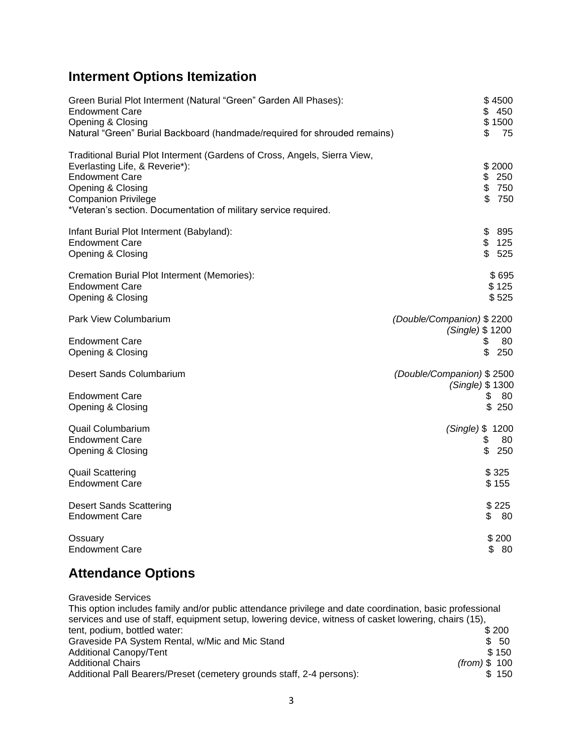## Interment Options Itemization

| Item | Price |
|---|---|
| Green Burial Plot Interment (Natural "Green" Garden All Phases): | $ 4500 |
| Endowment Care | $ 450 |
| Opening & Closing | $ 1500 |
| Natural "Green" Burial Backboard (handmade/required for shrouded remains) | $ 75 |
| | |
| Traditional Burial Plot Interment (Gardens of Cross, Angels, Sierra View, Everlasting Life, & Reverie*): | $ 2000 |
| Endowment Care | $ 250 |
| Opening & Closing | $ 750 |
| Companion Privilege | $ 750 |
| *Veteran's section. Documentation of military service required. | |
| | |
| Infant Burial Plot Interment (Babyland): | $ 895 |
| Endowment Care | $ 125 |
| Opening & Closing | $ 525 |
| | |
| Cremation Burial Plot Interment (Memories): | $ 695 |
| Endowment Care | $ 125 |
| Opening & Closing | $ 525 |
| | |
| Park View Columbarium | *(Double/Companion)* $ 2200<br>*(Single)* $ 1200 |
| Endowment Care | $ 80 |
| Opening & Closing | $ 250 |
| | |
| Desert Sands Columbarium | *(Double/Companion)* $ 2500<br>*(Single)* $ 1300 |
| Endowment Care | $ 80 |
| Opening & Closing | $ 250 |
| | |
| Quail Columbarium | *(Single)* $ 1200 |
| Endowment Care | $ 80 |
| Opening & Closing | $ 250 |
| | |
| Quail Scattering | $ 325 |
| Endowment Care | $ 155 |
| | |
| Desert Sands Scattering | $ 225 |
| Endowment Care | $ 80 |
| | |
| Ossuary | $ 200 |
| Endowment Care | $ 80 |

## Attendance Options

| Item | Price |
|---|---|
| Graveside Services<br>This option includes family and/or public attendance privilege and date coordination, basic professional services and use of staff, equipment setup, lowering device, witness of casket lowering, chairs (15), tent, podium, bottled water: | $ 200 |
| Graveside PA System Rental, w/Mic and Mic Stand | $ 50 |
| Additional Canopy/Tent | $ 150 |
| Additional Chairs | *(from)* $ 100 |
| Additional Pall Bearers/Preset (cemetery grounds staff, 2-4 persons): | $ 150 |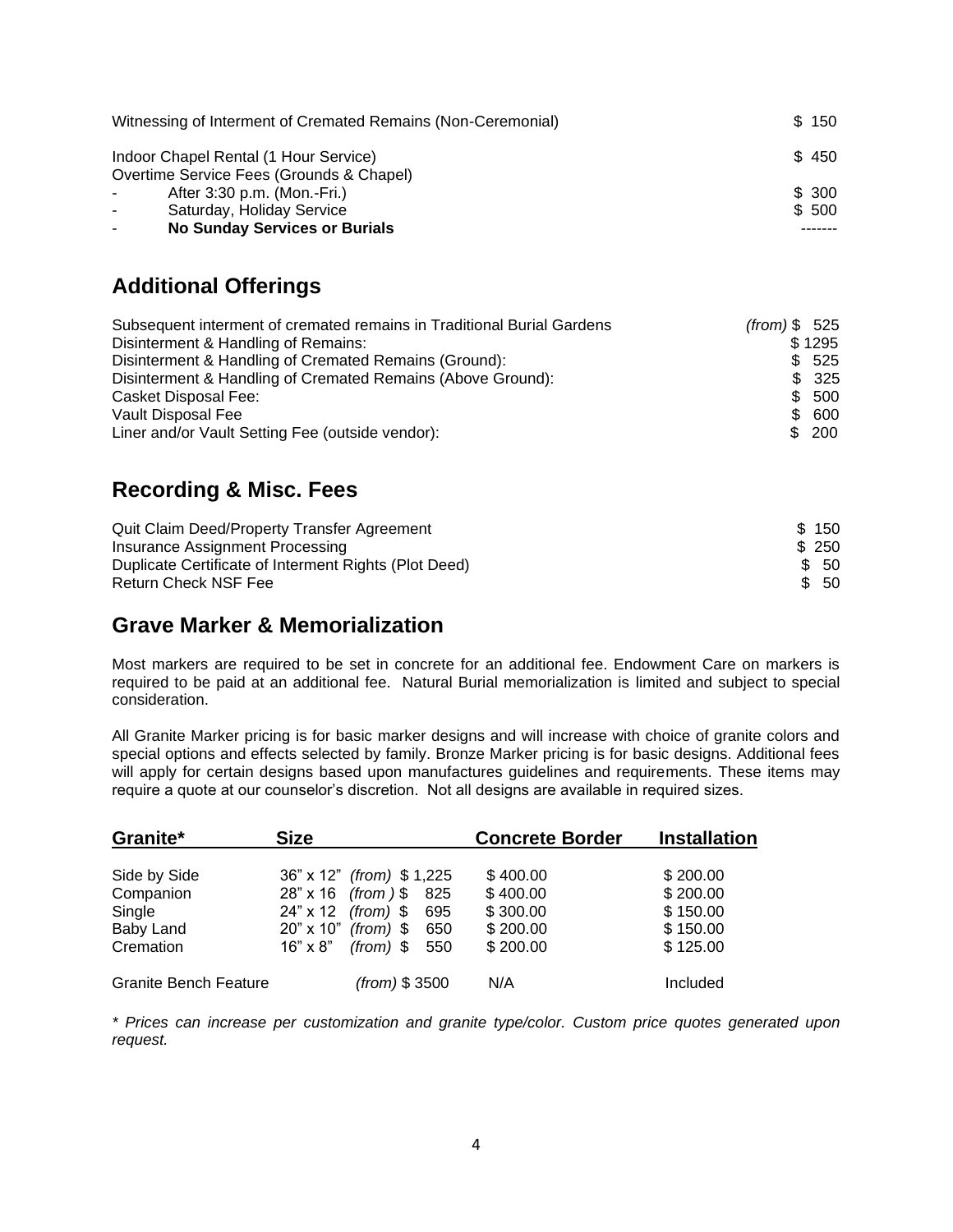| | |
|---|---|
| Witnessing of Interment of Cremated Remains (Non-Ceremonial) | $ 150 |
| Indoor Chapel Rental (1 Hour Service) | $ 450 |
| Overtime Service Fees (Grounds & Chapel) | |
| - After 3:30 p.m. (Mon.-Fri.) | $ 300 |
| - Saturday, Holiday Service | $ 500 |
| - **No Sunday Services or Burials** | ------- |

## Additional Offerings

| | |
|---|---|
| Subsequent interment of cremated remains in Traditional Burial Gardens | *(from)* $ 525 |
| Disinterment & Handling of Remains: | $ 1295 |
| Disinterment & Handling of Cremated Remains (Ground): | $ 525 |
| Disinterment & Handling of Cremated Remains (Above Ground): | $ 325 |
| Casket Disposal Fee: | $ 500 |
| Vault Disposal Fee | $ 600 |
| Liner and/or Vault Setting Fee (outside vendor): | $ 200 |

## Recording & Misc. Fees

| | |
|---|---|
| Quit Claim Deed/Property Transfer Agreement | $ 150 |
| Insurance Assignment Processing | $ 250 |
| Duplicate Certificate of Interment Rights (Plot Deed) | $ 50 |
| Return Check NSF Fee | $ 50 |

## Grave Marker & Memorialization

Most markers are required to be set in concrete for an additional fee. Endowment Care on markers is required to be paid at an additional fee. Natural Burial memorialization is limited and subject to special consideration.

All Granite Marker pricing is for basic marker designs and will increase with choice of granite colors and special options and effects selected by family. Bronze Marker pricing is for basic designs. Additional fees will apply for certain designs based upon manufactures guidelines and requirements. These items may require a quote at our counselor's discretion. Not all designs are available in required sizes.

| Granite* | Size | Concrete Border | Installation |
|---|---|---|---|
| Side by Side | 36" x 12" *(from)* $ 1,225 | $ 400.00 | $ 200.00 |
| Companion | 28" x 16 *(from )* $ 825 | $ 400.00 | $ 200.00 |
| Single | 24" x 12 *(from)* $ 695 | $ 300.00 | $ 150.00 |
| Baby Land | 20" x 10" *(from)* $ 650 | $ 200.00 | $ 150.00 |
| Cremation | 16" x 8" *(from)* $ 550 | $ 200.00 | $ 125.00 |
| Granite Bench Feature | *(from)* $ 3500 | N/A | Included |

*\* Prices can increase per customization and granite type/color. Custom price quotes generated upon request.*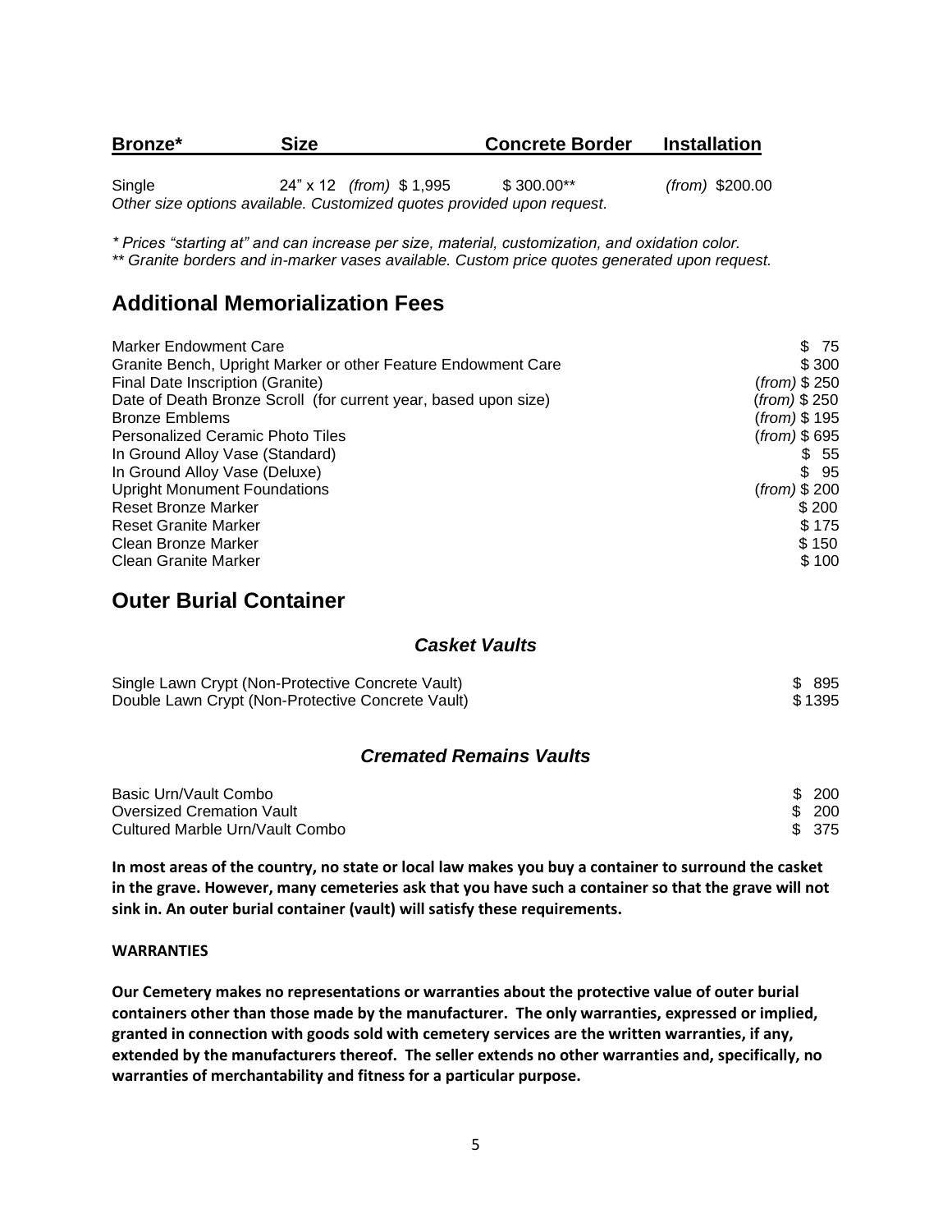| Bronze* | Size | Concrete Border | Installation |
|---|---|---|---|
| Single | 24" x 12 *(from)* $ 1,995 | $ 300.00** | *(from)* $200.00 |

*Other size options available. Customized quotes provided upon request.*

*\* Prices "starting at" and can increase per size, material, customization, and oxidation color.*
*\*\* Granite borders and in-marker vases available. Custom price quotes generated upon request.*

## Additional Memorialization Fees

| | |
|---|---|
| Marker Endowment Care | $ 75 |
| Granite Bench, Upright Marker or other Feature Endowment Care | $ 300 |
| Final Date Inscription (Granite) | *(from)* $ 250 |
| Date of Death Bronze Scroll (for current year, based upon size) | *(from)* $ 250 |
| Bronze Emblems | *(from)* $ 195 |
| Personalized Ceramic Photo Tiles | *(from)* $ 695 |
| In Ground Alloy Vase (Standard) | $ 55 |
| In Ground Alloy Vase (Deluxe) | $ 95 |
| Upright Monument Foundations | *(from)* $ 200 |
| Reset Bronze Marker | $ 200 |
| Reset Granite Marker | $ 175 |
| Clean Bronze Marker | $ 150 |
| Clean Granite Marker | $ 100 |

## Outer Burial Container

### *Casket Vaults*

| | |
|---|---|
| Single Lawn Crypt (Non-Protective Concrete Vault) | $ 895 |
| Double Lawn Crypt (Non-Protective Concrete Vault) | $ 1395 |

### *Cremated Remains Vaults*

| | |
|---|---|
| Basic Urn/Vault Combo | $ 200 |
| Oversized Cremation Vault | $ 200 |
| Cultured Marble Urn/Vault Combo | $ 375 |

**In most areas of the country, no state or local law makes you buy a container to surround the casket in the grave. However, many cemeteries ask that you have such a container so that the grave will not sink in. An outer burial container (vault) will satisfy these requirements.**

**WARRANTIES**

**Our Cemetery makes no representations or warranties about the protective value of outer burial containers other than those made by the manufacturer. The only warranties, expressed or implied, granted in connection with goods sold with cemetery services are the written warranties, if any, extended by the manufacturers thereof. The seller extends no other warranties and, specifically, no warranties of merchantability and fitness for a particular purpose.**